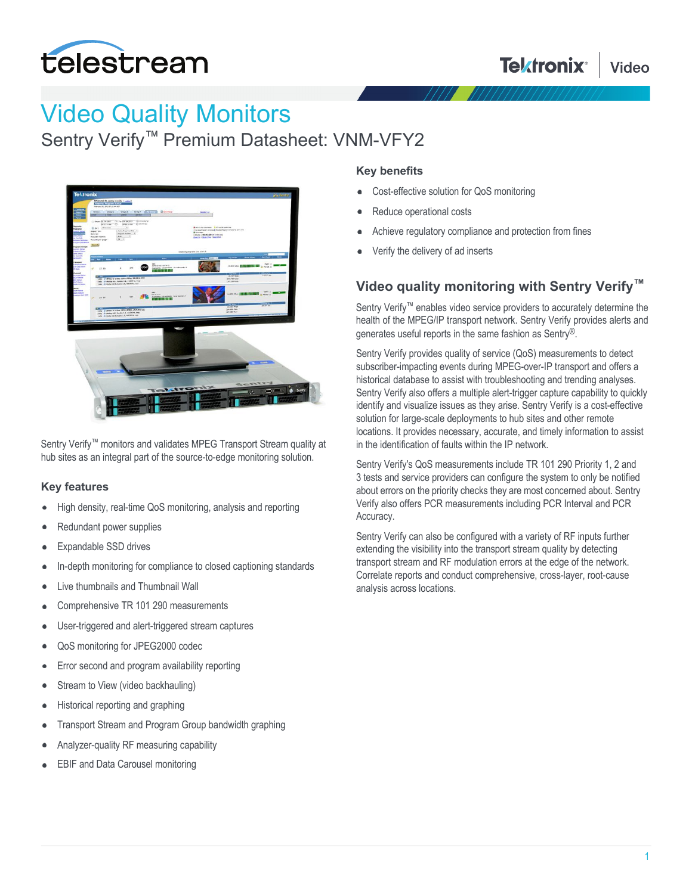# Video Quality Monitors

## Sentry Verify™ Premium Datasheet: VNM-VFY2

Sentry Verify™ monitors and validates MPEG Transport Stream quality at hub sites as an integral part of the source-to-edge monitoring solution.

### Key features

- High density, real-time QoS monitoring, analysis and reporting
- Redundant power supplies
- Expandable SSD drives
- In-depth monitoring for compliance to closed captioning standards
- Live thumbnails and Thumbnail Wall
- Comprehensive TR 101 290 measurements
- User-triggered and alert-triggered stream captures
- QoS monitoring for JPEG2000 codec
- Error second and program availability reporting
- Stream to View (video backhauling)
- Historical reporting and graphing
- Transport Stream and Program Group bandwidth graphing
- Analyzer-quality RF measuring capability
- EBIF and Data Carousel monitoring

### Key benefits

- Cost-effective solution for QoS monitoring
- Reduce operational costs
- Achieve regulatory compliance and protection from fines
- Verify the delivery of ad inserts

### Video quality monitoring with Sentry Verify™

Sentry Verify™ enables video service providers to accurately determine the health of the MPEG/IP transport network. Sentry Verify provides alerts and generates useful reports in the same fashion as Sentry®.

Sentry Verify provides quality of service (QoS) measurements to detect subscriber-impacting events during MPEG-over-IP transport and offers a historical database to assist with troubleshooting and trending analyses. Sentry Verify also offers a multiple alert-trigger capture capability to quickly identify and visualize issues as they arise. Sentry Verify is a cost-effective solution for large-scale deployments to hub sites and other remote locations. It provides necessary, accurate, and timely information to assist in the identification of faults within the IP network.

Sentry Verify's QoS measurements include TR 101 290 Priority 1, 2 and 3 tests and service providers can configure the system to only be notified about errors on the priority checks they are most concerned about. Sentry Verify also offers PCR measurements including PCR Interval and PCR Accuracy.

Sentry Verify can also be configured with a variety of RF inputs further extending the visibility into the transport stream quality by detecting transport stream and RF modulation errors at the edge of the network. Correlate reports and conduct comprehensive, cross-layer, root-cause analysis across locations.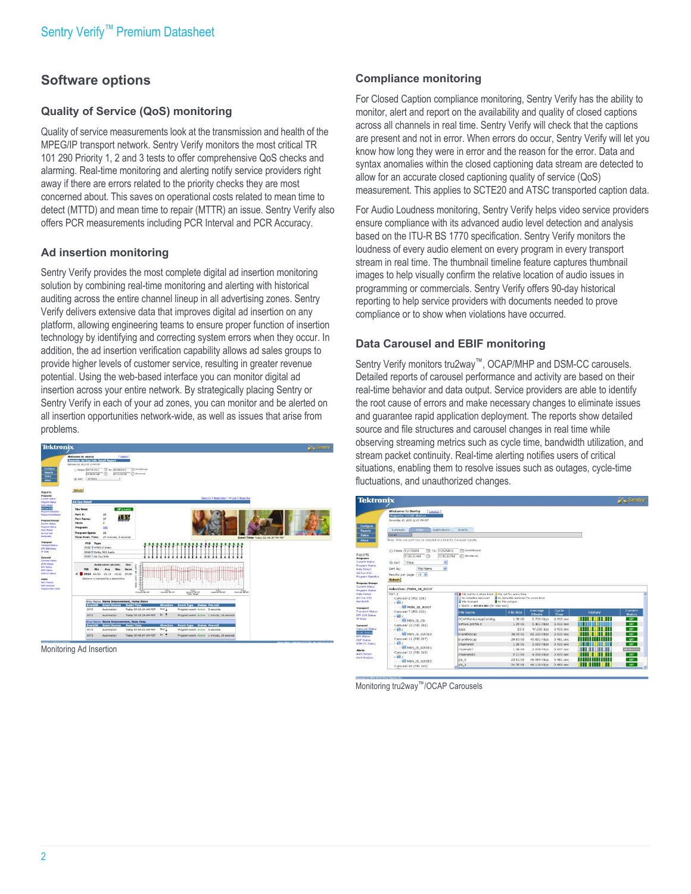## Software options

### Quality of Service (QoS) monitoring

Quality of service measurements look at the transmission and health of the MPEG/IP transport network. Sentry Verify monitors the most critical TR 101 290 Priority 1, 2 and 3 tests to offer comprehensive QoS checks and alarming. Real-time monitoring and alerting notify service providers right away if there are errors related to the priority checks they are most concerned about. This saves on operational costs related to mean time to detect (MTTD) and mean time to repair (MTTR) an issue. Sentry Verify also offers PCR measurements including PCR Interval and PCR Accuracy.

### Ad insertion monitoring

Sentry Verify provides the most complete digital ad insertion monitoring solution by combining real-time monitoring and alerting with historical auditing across the entire channel lineup in all advertising zones. Sentry Verify delivers extensive data that improves digital ad insertion on any platform, allowing engineering teams to ensure proper function of insertion technology by identifying and correcting system errors when they occur. In addition, the ad insertion verification capability allows ad sales groups to provide higher levels of customer service, resulting in greater revenue potential. Using the web-based interface you can monitor digital ad insertion across your entire network. By strategically placing Sentry or Sentry Verify in each of your ad zones, you can monitor and be alerted on all insertion opportunities network-wide, as well as issues that arise from problems.

Monitoring Ad Insertion

### Compliance monitoring

For Closed Caption compliance monitoring, Sentry Verify has the ability to monitor, alert and report on the availability and quality of closed captions across all channels in real time. Sentry Verify will check that the captions are present and not in error. When errors do occur, Sentry Verify will let you know how long they were in error and the reason for the error. Data and syntax anomalies within the closed captioning data stream are detected to allow for an accurate closed captioning quality of service (QoS) measurement. This applies to SCTE20 and ATSC transported caption data.

For Audio Loudness monitoring, Sentry Verify helps video service providers ensure compliance with its advanced audio level detection and analysis based on the ITU-R BS 1770 specification. Sentry Verify monitors the loudness of every audio element on every program in every transport stream in real time. The thumbnail timeline feature captures thumbnail images to help visually confirm the relative location of audio issues in programming or commercials. Sentry Verify offers 90-day historical reporting to help service providers with documents needed to prove compliance or to show when violations have occurred.

### Data Carousel and EBIF monitoring

Sentry Verify monitors tru2way™, OCAP/MHP and DSM-CC carousels. Detailed reports of carousel performance and activity are based on their real-time behavior and data output. Service providers are able to identify the root cause of errors and make necessary changes to eliminate issues and guarantee rapid application deployment. The reports show detailed source and file structures and carousel changes in real time while observing streaming metrics such as cycle time, bandwidth utilization, and stream packet continuity. Real-time alerting notifies users of critical situations, enabling them to resolve issues such as outages, cycle-time fluctuations, and unauthorized changes.

Monitoring tru2way™/OCAP Carousels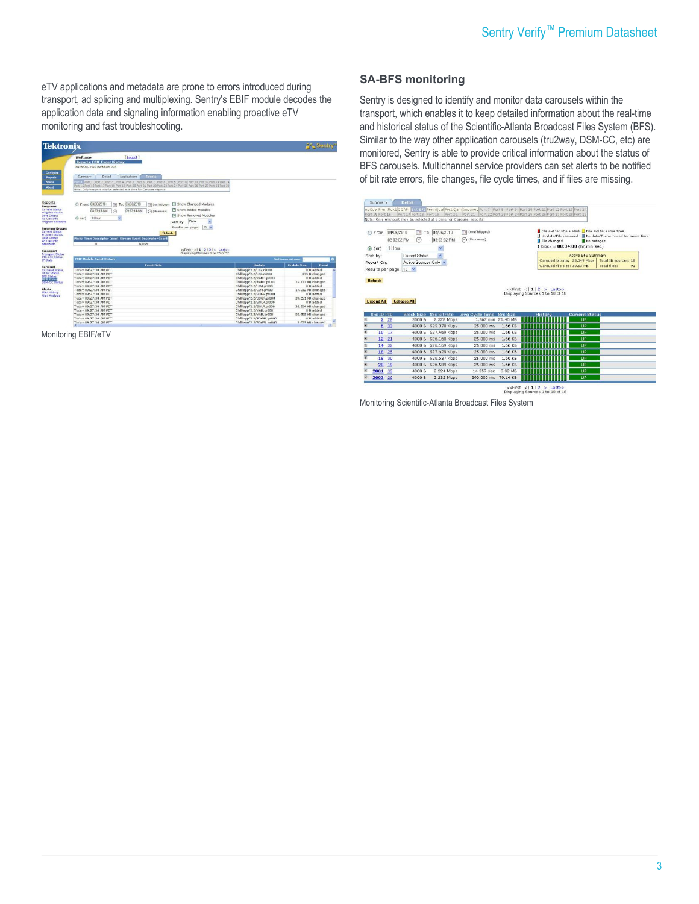eTV applications and metadata are prone to errors introduced during transport, ad splicing and multiplexing. Sentry's EBIF module decodes the application data and signaling information enabling proactive eTV monitoring and fast troubleshooting.

Monitoring EBIF/eTV

## SA-BFS monitoring

Sentry is designed to identify and monitor data carousels within the transport, which enables it to keep detailed information about the real-time and historical status of the Scientific-Atlanta Broadcast Files System (BFS). Similar to the way other application carousels (tru2way, DSM-CC, etc) are monitored, Sentry is able to provide critical information about the status of BFS carousels. Multichannel service providers can set alerts to be notified of bit rate errors, file changes, file cycle times, and if files are missing.

Monitoring Scientific-Atlanta Broadcast Files System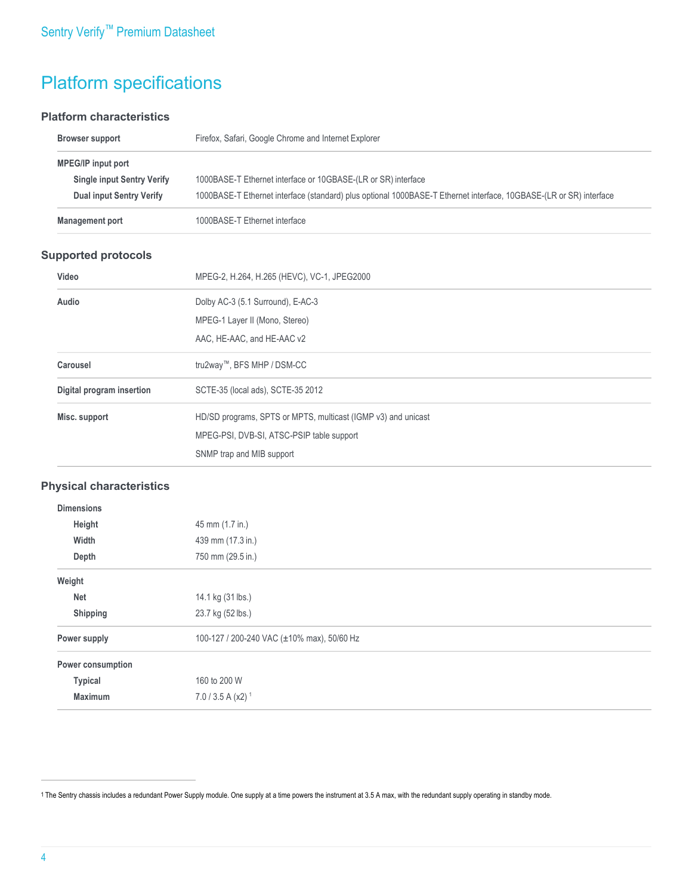# Platform specifications

## Platform characteristics

| | |
|---|---|
| **Browser support** | Firefox, Safari, Google Chrome and Internet Explorer |
| **MPEG/IP input port** | |
| **Single input Sentry Verify** | 1000BASE-T Ethernet interface or 10GBASE-(LR or SR) interface |
| **Dual input Sentry Verify** | 1000BASE-T Ethernet interface (standard) plus optional 1000BASE-T Ethernet interface, 10GBASE-(LR or SR) interface |
| **Management port** | 1000BASE-T Ethernet interface |

## Supported protocols

| | |
|---|---|
| **Video** | MPEG-2, H.264, H.265 (HEVC), VC-1, JPEG2000 |
| **Audio** | Dolby AC-3 (5.1 Surround), E-AC-3<br>MPEG-1 Layer II (Mono, Stereo)<br>AAC, HE-AAC, and HE-AAC v2 |
| **Carousel** | tru2way™, BFS MHP / DSM-CC |
| **Digital program insertion** | SCTE-35 (local ads), SCTE-35 2012 |
| **Misc. support** | HD/SD programs, SPTS or MPTS, multicast (IGMP v3) and unicast<br>MPEG-PSI, DVB-SI, ATSC-PSIP table support<br>SNMP trap and MIB support |

## Physical characteristics

| | |
|---|---|
| **Dimensions** | |
| **Height** | 45 mm (1.7 in.) |
| **Width** | 439 mm (17.3 in.) |
| **Depth** | 750 mm (29.5 in.) |
| **Weight** | |
| **Net** | 14.1 kg (31 lbs.) |
| **Shipping** | 23.7 kg (52 lbs.) |
| **Power supply** | 100-127 / 200-240 VAC (±10% max), 50/60 Hz |
| **Power consumption** | |
| **Typical** | 160 to 200 W |
| **Maximum** | 7.0 / 3.5 A (x2) [1] |

[1] The Sentry chassis includes a redundant Power Supply module. One supply at a time powers the instrument at 3.5 A max, with the redundant supply operating in standby mode.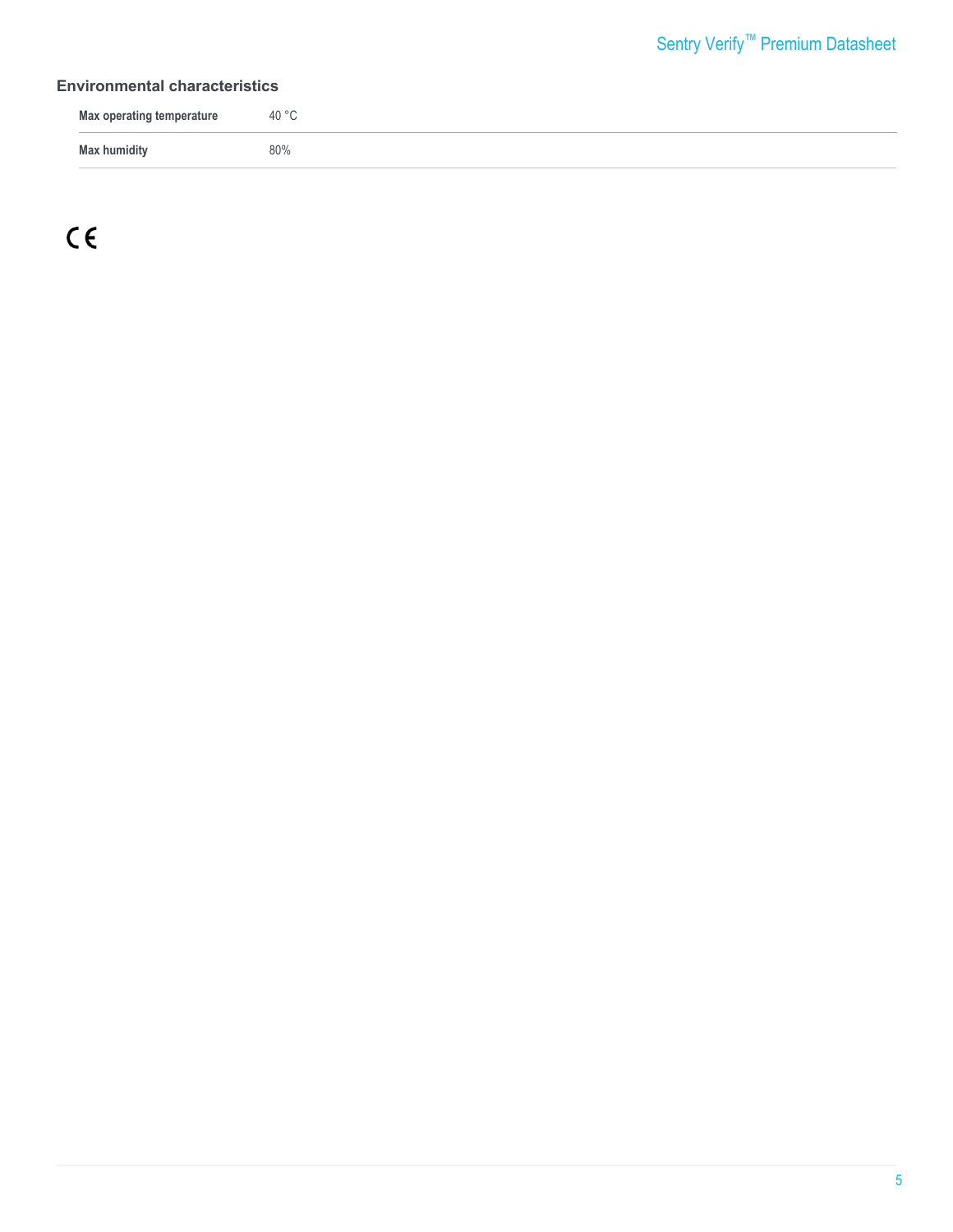## Environmental characteristics

| | |
|---|---|
| **Max operating temperature** | 40 °C |
| **Max humidity** | 80% |

CE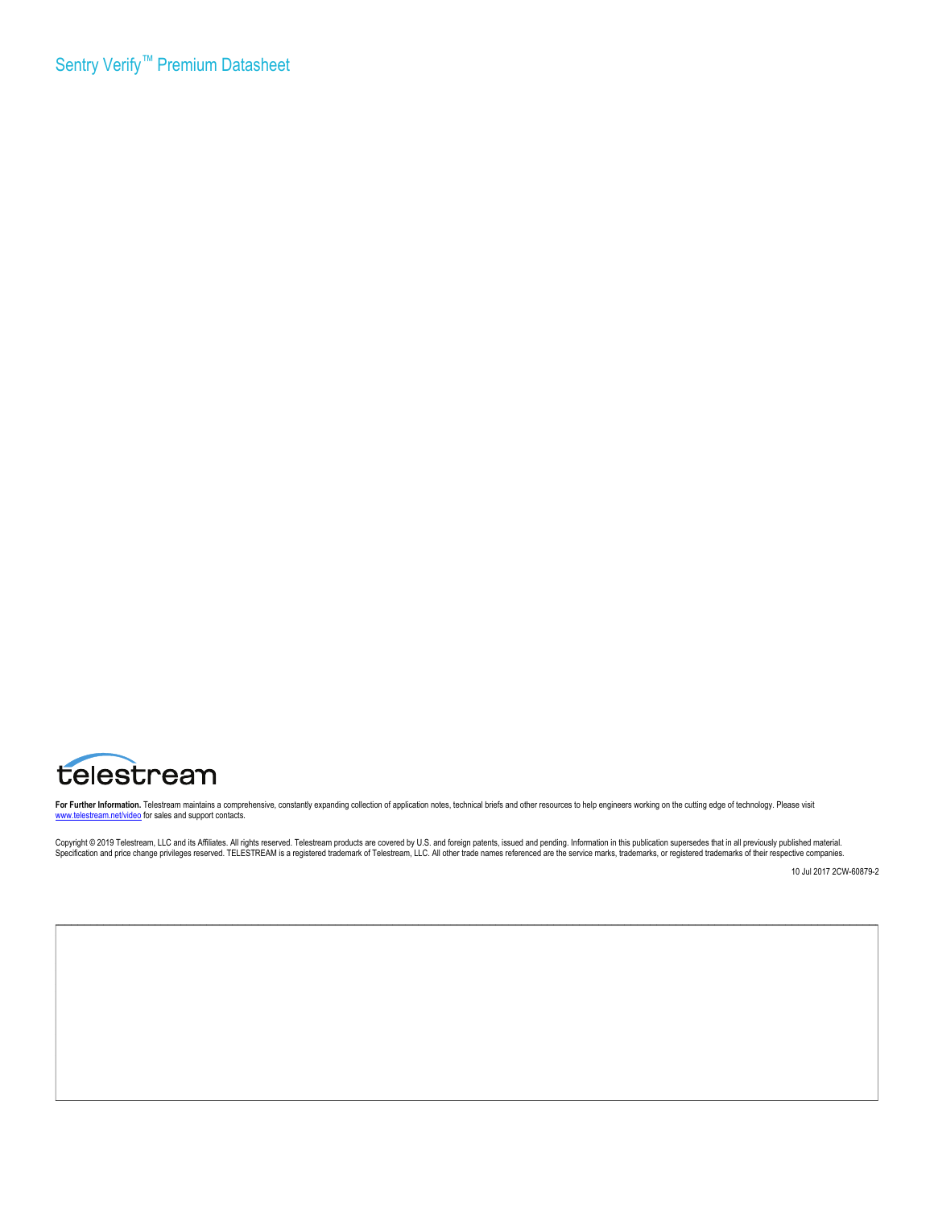**For Further Information.** Telestream maintains a comprehensive, constantly expanding collection of application notes, technical briefs and other resources to help engineers working on the cutting edge of technology. Please visit [www.telestream.net/video](www.telestream.net/video) for sales and support contacts.

Copyright © 2019 Telestream, LLC and its Affiliates. All rights reserved. Telestream products are covered by U.S. and foreign patents, issued and pending. Information in this publication supersedes that in all previously published material. Specification and price change privileges reserved. TELESTREAM is a registered trademark of Telestream, LLC. All other trade names referenced are the service marks, trademarks, or registered trademarks of their respective companies.

10 Jul 2017 2CW-60879-2